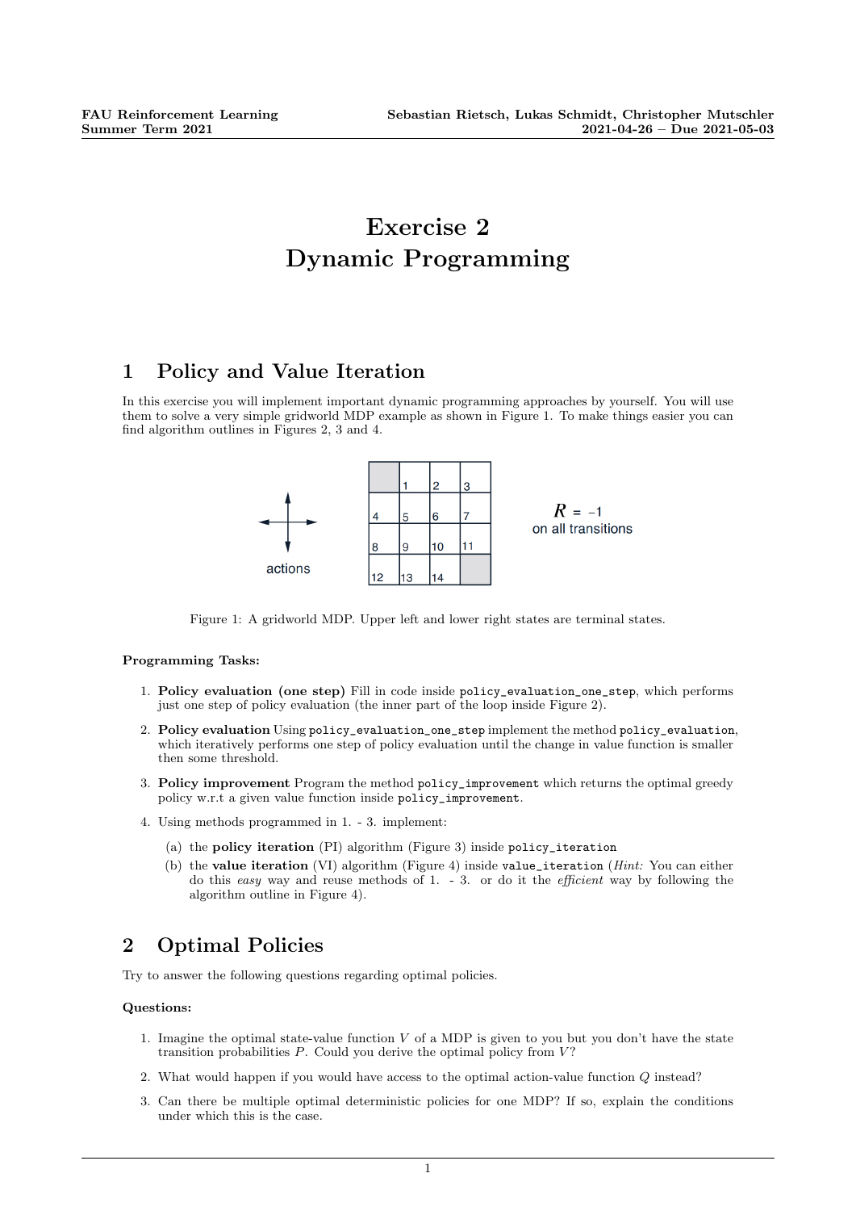# Exercise 2
# Dynamic Programming

## 1 Policy and Value Iteration

In this exercise you will implement important dynamic programming approaches by yourself. You will use them to solve a very simple gridworld MDP example as shown in Figure 1. To make things easier you can find algorithm outlines in Figures 2, 3 and 4.

Figure 1: A gridworld MDP. Upper left and lower right states are terminal states.

**Programming Tasks:**

1. **Policy evaluation (one step)** Fill in code inside `policy_evaluation_one_step`, which performs just one step of policy evaluation (the inner part of the loop inside Figure 2).
2. **Policy evaluation** Using `policy_evaluation_one_step` implement the method `policy_evaluation`, which iteratively performs one step of policy evaluation until the change in value function is smaller then some threshold.
3. **Policy improvement** Program the method `policy_improvement` which returns the optimal greedy policy w.r.t a given value function inside `policy_improvement`.
4. Using methods programmed in 1. - 3. implement:
   (a) the **policy iteration** (PI) algorithm (Figure 3) inside `policy_iteration`
   (b) the **value iteration** (VI) algorithm (Figure 4) inside `value_iteration` (*Hint:* You can either do this *easy* way and reuse methods of 1. - 3. or do it the *efficient* way by following the algorithm outline in Figure 4).

## 2 Optimal Policies

Try to answer the following questions regarding optimal policies.

**Questions:**

1. Imagine the optimal state-value function $V$ of a MDP is given to you but you don't have the state transition probabilities $P$. Could you derive the optimal policy from $V$?
2. What would happen if you would have access to the optimal action-value function $Q$ instead?
3. Can there be multiple optimal deterministic policies for one MDP? If so, explain the conditions under which this is the case.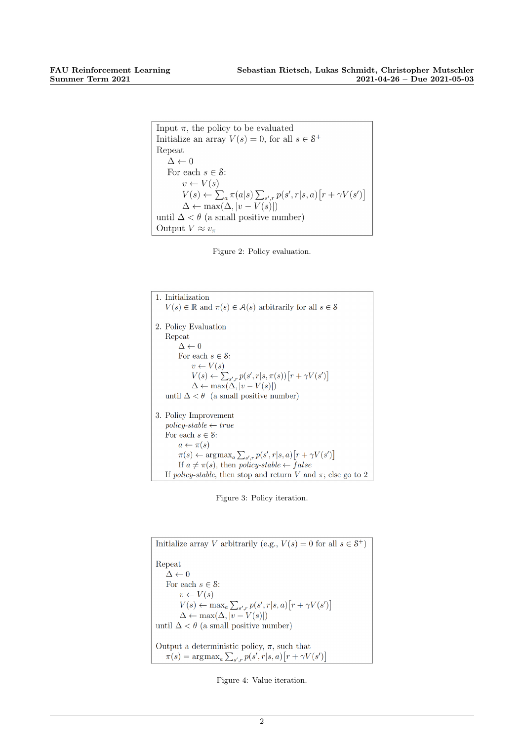```
Input π, the policy to be evaluated
Initialize an array V(s) = 0, for all s ∈ S⁺
Repeat
    Δ ← 0
    For each s ∈ S:
        v ← V(s)
        V(s) ← Σ_a π(a|s) Σ_{s',r} p(s',r|s,a)[r + γV(s')]
        Δ ← max(Δ, |v − V(s)|)
until Δ < θ (a small positive number)
Output V ≈ v_π
```

Figure 2: Policy evaluation.

```
1. Initialization
   V(s) ∈ ℝ and π(s) ∈ A(s) arbitrarily for all s ∈ S

2. Policy Evaluation
   Repeat
       Δ ← 0
       For each s ∈ S:
           v ← V(s)
           V(s) ← Σ_{s',r} p(s',r|s,π(s))[r + γV(s')]
           Δ ← max(Δ, |v − V(s)|)
   until Δ < θ  (a small positive number)

3. Policy Improvement
   policy-stable ← true
   For each s ∈ S:
       a ← π(s)
       π(s) ← argmax_a Σ_{s',r} p(s',r|s,a)[r + γV(s')]
       If a ≠ π(s), then policy-stable ← false
   If policy-stable, then stop and return V and π; else go to 2
```

Figure 3: Policy iteration.

```
Initialize array V arbitrarily (e.g., V(s) = 0 for all s ∈ S⁺)

Repeat
    Δ ← 0
    For each s ∈ S:
        v ← V(s)
        V(s) ← max_a Σ_{s',r} p(s',r|s,a)[r + γV(s')]
        Δ ← max(Δ, |v − V(s)|)
until Δ < θ (a small positive number)

Output a deterministic policy, π, such that
    π(s) = argmax_a Σ_{s',r} p(s',r|s,a)[r + γV(s')]
```

Figure 4: Value iteration.